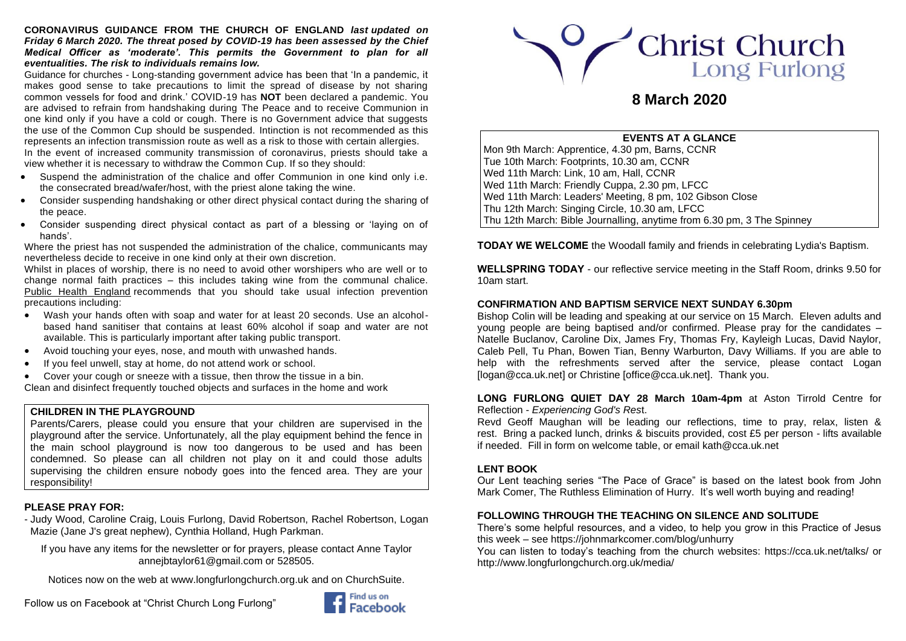**CORONAVIRUS GUIDANCE FROM THE CHURCH OF ENGLAND** ***last updated on Friday 6 March 2020. The threat posed by COVID-19 has been assessed by the Chief Medical Officer as 'moderate'. This permits the Government to plan for all eventualities. The risk to individuals remains low.***

Guidance for churches - Long-standing government advice has been that 'In a pandemic, it makes good sense to take precautions to limit the spread of disease by not sharing common vessels for food and drink.' COVID-19 has **NOT** been declared a pandemic. You are advised to refrain from handshaking during The Peace and to receive Communion in one kind only if you have a cold or cough. There is no Government advice that suggests the use of the Common Cup should be suspended. Intinction is not recommended as this represents an infection transmission route as well as a risk to those with certain allergies.

In the event of increased community transmission of coronavirus, priests should take a view whether it is necessary to withdraw the Common Cup. If so they should:

- Suspend the administration of the chalice and offer Communion in one kind only i.e. the consecrated bread/wafer/host, with the priest alone taking the wine.
- Consider suspending handshaking or other direct physical contact during the sharing of the peace.
- Consider suspending direct physical contact as part of a blessing or 'laying on of hands'.

Where the priest has not suspended the administration of the chalice, communicants may nevertheless decide to receive in one kind only at their own discretion.

Whilst in places of worship, there is no need to avoid other worshipers who are well or to change normal faith practices – this includes taking wine from the communal chalice. Public Health England recommends that you should take usual infection prevention precautions including:

- Wash your hands often with soap and water for at least 20 seconds. Use an alcohol-based hand sanitiser that contains at least 60% alcohol if soap and water are not available. This is particularly important after taking public transport.
- Avoid touching your eyes, nose, and mouth with unwashed hands.
- If you feel unwell, stay at home, do not attend work or school.
- Cover your cough or sneeze with a tissue, then throw the tissue in a bin.

Clean and disinfect frequently touched objects and surfaces in the home and work

**CHILDREN IN THE PLAYGROUND**

Parents/Carers, please could you ensure that your children are supervised in the playground after the service. Unfortunately, all the play equipment behind the fence in the main school playground is now too dangerous to be used and has been condemned. So please can all children not play on it and could those adults supervising the children ensure nobody goes into the fenced area. They are your responsibility!

**PLEASE PRAY FOR:**

- Judy Wood, Caroline Craig, Louis Furlong, David Robertson, Rachel Robertson, Logan Mazie (Jane J's great nephew), Cynthia Holland, Hugh Parkman.

If you have any items for the newsletter or for prayers, please contact Anne Taylor annejbtaylor61@gmail.com or 528505.

Notices now on the web at www.longfurlongchurch.org.uk and on ChurchSuite.

Follow us on Facebook at "Christ Church Long Furlong"

Find us on Facebook

# Christ Church Long Furlong

## 8 March 2020

**EVENTS AT A GLANCE**

Mon 9th March: Apprentice, 4.30 pm, Barns, CCNR
Tue 10th March: Footprints, 10.30 am, CCNR
Wed 11th March: Link, 10 am, Hall, CCNR
Wed 11th March: Friendly Cuppa, 2.30 pm, LFCC
Wed 11th March: Leaders' Meeting, 8 pm, 102 Gibson Close
Thu 12th March: Singing Circle, 10.30 am, LFCC
Thu 12th March: Bible Journalling, anytime from 6.30 pm, 3 The Spinney

**TODAY WE WELCOME** the Woodall family and friends in celebrating Lydia's Baptism.

**WELLSPRING TODAY** - our reflective service meeting in the Staff Room, drinks 9.50 for 10am start.

**CONFIRMATION AND BAPTISM SERVICE NEXT SUNDAY 6.30pm**

Bishop Colin will be leading and speaking at our service on 15 March. Eleven adults and young people are being baptised and/or confirmed. Please pray for the candidates – Natelle Buclanov, Caroline Dix, James Fry, Thomas Fry, Kayleigh Lucas, David Naylor, Caleb Pell, Tu Phan, Bowen Tian, Benny Warburton, Davy Williams. If you are able to help with the refreshments served after the service, please contact Logan [logan@cca.uk.net] or Christine [office@cca.uk.net]. Thank you.

**LONG FURLONG QUIET DAY 28 March 10am-4pm** at Aston Tirrold Centre for Reflection - *Experiencing God's Rest.*

Revd Geoff Maughan will be leading our reflections, time to pray, relax, listen & rest. Bring a packed lunch, drinks & biscuits provided, cost £5 per person - lifts available if needed. Fill in form on welcome table, or email kath@cca.uk.net

**LENT BOOK**

Our Lent teaching series "The Pace of Grace" is based on the latest book from John Mark Comer, The Ruthless Elimination of Hurry. It's well worth buying and reading!

**FOLLOWING THROUGH THE TEACHING ON SILENCE AND SOLITUDE**

There's some helpful resources, and a video, to help you grow in this Practice of Jesus this week – see https://johnmarkcomer.com/blog/unhurry

You can listen to today's teaching from the church websites: https://cca.uk.net/talks/ or http://www.longfurlongchurch.org.uk/media/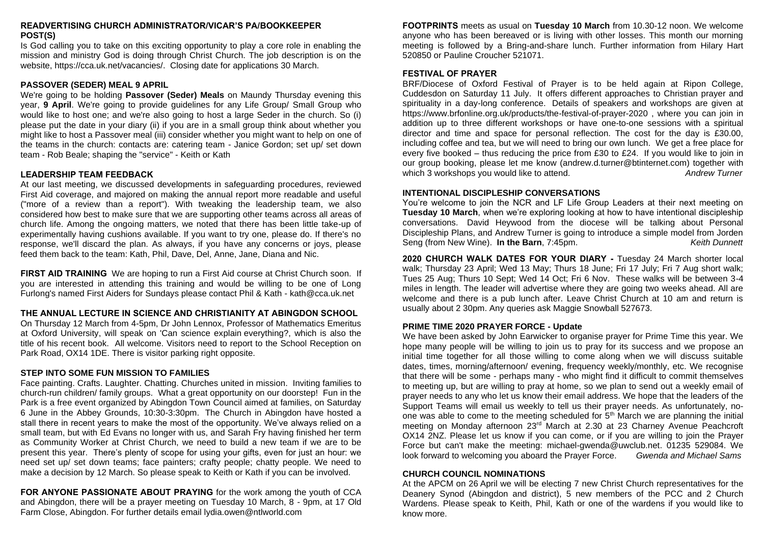## READVERTISING CHURCH ADMINISTRATOR/VICAR'S PA/BOOKKEEPER POST(S)

Is God calling you to take on this exciting opportunity to play a core role in enabling the mission and ministry God is doing through Christ Church. The job description is on the website, https://cca.uk.net/vacancies/. Closing date for applications 30 March.

## PASSOVER (SEDER) MEAL 9 APRIL

We're going to be holding **Passover (Seder) Meals** on Maundy Thursday evening this year, **9 April**. We're going to provide guidelines for any Life Group/ Small Group who would like to host one; and we're also going to host a large Seder in the church. So (i) please put the date in your diary (ii) if you are in a small group think about whether you might like to host a Passover meal (iii) consider whether you might want to help on one of the teams in the church: contacts are: catering team - Janice Gordon; set up/ set down team - Rob Beale; shaping the "service" - Keith or Kath

## LEADERSHIP TEAM FEEDBACK

At our last meeting, we discussed developments in safeguarding procedures, reviewed First Aid coverage, and majored on making the annual report more readable and useful ("more of a review than a report"). With tweaking the leadership team, we also considered how best to make sure that we are supporting other teams across all areas of church life. Among the ongoing matters, we noted that there has been little take-up of experimentally having cushions available. If you want to try one, please do. If there's no response, we'll discard the plan. As always, if you have any concerns or joys, please feed them back to the team: Kath, Phil, Dave, Del, Anne, Jane, Diana and Nic.

**FIRST AID TRAINING** We are hoping to run a First Aid course at Christ Church soon. If you are interested in attending this training and would be willing to be one of Long Furlong's named First Aiders for Sundays please contact Phil & Kath - kath@cca.uk.net

## THE ANNUAL LECTURE IN SCIENCE AND CHRISTIANITY AT ABINGDON SCHOOL

On Thursday 12 March from 4-5pm, Dr John Lennox, Professor of Mathematics Emeritus at Oxford University, will speak on 'Can science explain everything?, which is also the title of his recent book. All welcome. Visitors need to report to the School Reception on Park Road, OX14 1DE. There is visitor parking right opposite.

## STEP INTO SOME FUN MISSION TO FAMILIES

Face painting. Crafts. Laughter. Chatting. Churches united in mission. Inviting families to church-run children/ family groups. What a great opportunity on our doorstep! Fun in the Park is a free event organized by Abingdon Town Council aimed at families, on Saturday 6 June in the Abbey Grounds, 10:30-3:30pm. The Church in Abingdon have hosted a stall there in recent years to make the most of the opportunity. We've always relied on a small team, but with Ed Evans no longer with us, and Sarah Fry having finished her term as Community Worker at Christ Church, we need to build a new team if we are to be present this year. There's plenty of scope for using your gifts, even for just an hour: we need set up/ set down teams; face painters; crafty people; chatty people. We need to make a decision by 12 March. So please speak to Keith or Kath if you can be involved.

**FOR ANYONE PASSIONATE ABOUT PRAYING** for the work among the youth of CCA and Abingdon, there will be a prayer meeting on Tuesday 10 March, 8 - 9pm, at 17 Old Farm Close, Abingdon. For further details email lydia.owen@ntlworld.com

**FOOTPRINTS** meets as usual on **Tuesday 10 March** from 10.30-12 noon. We welcome anyone who has been bereaved or is living with other losses. This month our morning meeting is followed by a Bring-and-share lunch. Further information from Hilary Hart 520850 or Pauline Croucher 521071.

## FESTIVAL OF PRAYER

BRF/Diocese of Oxford Festival of Prayer is to be held again at Ripon College, Cuddesdon on Saturday 11 July. It offers different approaches to Christian prayer and spirituality in a day-long conference. Details of speakers and workshops are given at https://www.brfonline.org.uk/products/the-festival-of-prayer-2020 , where you can join in addition up to three different workshops or have one-to-one sessions with a spiritual director and time and space for personal reflection. The cost for the day is £30.00, including coffee and tea, but we will need to bring our own lunch. We get a free place for every five booked – thus reducing the price from £30 to £24. If you would like to join in our group booking, please let me know (andrew.d.turner@btinternet.com) together with which 3 workshops you would like to attend. *Andrew Turner*

## INTENTIONAL DISCIPLESHIP CONVERSATIONS

You're welcome to join the NCR and LF Life Group Leaders at their next meeting on **Tuesday 10 March**, when we're exploring looking at how to have intentional discipleship conversations. David Heywood from the diocese will be talking about Personal Discipleship Plans, and Andrew Turner is going to introduce a simple model from Jorden Seng (from New Wine). **In the Barn**, 7:45pm. *Keith Dunnett*

**2020 CHURCH WALK DATES FOR YOUR DIARY -** Tuesday 24 March shorter local walk; Thursday 23 April; Wed 13 May; Thurs 18 June; Fri 17 July; Fri 7 Aug short walk; Tues 25 Aug; Thurs 10 Sept; Wed 14 Oct; Fri 6 Nov. These walks will be between 3-4 miles in length. The leader will advertise where they are going two weeks ahead. All are welcome and there is a pub lunch after. Leave Christ Church at 10 am and return is usually about 2 30pm. Any queries ask Maggie Snowball 527673.

## PRIME TIME 2020 PRAYER FORCE - Update

We have been asked by John Earwicker to organise prayer for Prime Time this year. We hope many people will be willing to join us to pray for its success and we propose an initial time together for all those willing to come along when we will discuss suitable dates, times, morning/afternoon/ evening, frequency weekly/monthly, etc. We recognise that there will be some - perhaps many - who might find it difficult to commit themselves to meeting up, but are willing to pray at home, so we plan to send out a weekly email of prayer needs to any who let us know their email address. We hope that the leaders of the Support Teams will email us weekly to tell us their prayer needs. As unfortunately, no-one was able to come to the meeting scheduled for 5th March we are planning the initial meeting on Monday afternoon 23rd March at 2.30 at 23 Charney Avenue Peachcroft OX14 2NZ. Please let us know if you can come, or if you are willing to join the Prayer Force but can't make the meeting: michael-gwenda@uwclub.net. 01235 529084. We look forward to welcoming you aboard the Prayer Force. *Gwenda and Michael Sams*

## CHURCH COUNCIL NOMINATIONS

At the APCM on 26 April we will be electing 7 new Christ Church representatives for the Deanery Synod (Abingdon and district), 5 new members of the PCC and 2 Church Wardens. Please speak to Keith, Phil, Kath or one of the wardens if you would like to know more.